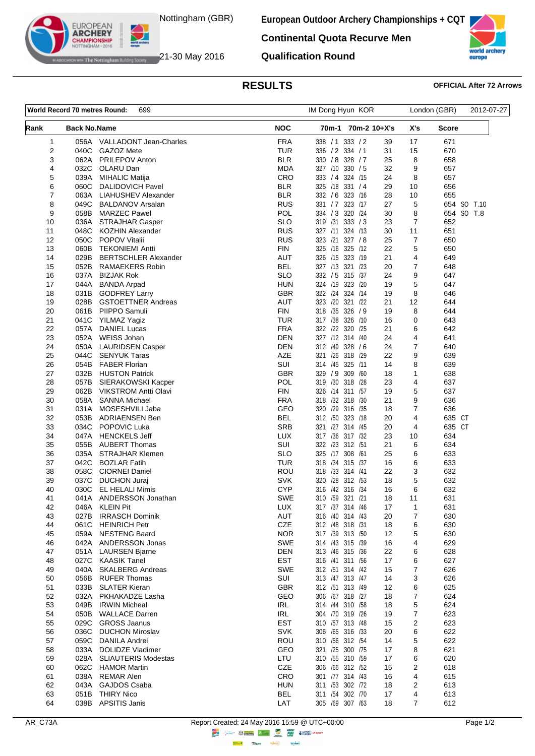Nottingham (GBR)

21-30 May 2016

**European Outdoor Archery Championships + CQT**

**Continental Quota Recurve Men**

**Qualification Round**

## RESULTS

**OFFICIAL After 72 Arrows**

| **World Record 70 metres Round:** | 699 | IM Dong Hyun KOR | London (GBR) | 2012-07-27 |
|---|---|---|---|---|

| Rank | Back No. | Name | NOC | 70m-1 | 70m-2 | 10+X's | X's | Score | |
|---|---|---|---|---|---|---|---|---|---|
| 1 | 056A | VALLADONT Jean-Charles | FRA | 338 / 1 | 333 / 2 | 39 | 17 | 671 | |
| 2 | 040C | GAZOZ Mete | TUR | 336 / 2 | 334 / 1 | 31 | 15 | 670 | |
| 3 | 062A | PRILEPOV Anton | BLR | 330 / 8 | 328 / 7 | 25 | 8 | 658 | |
| 4 | 032C | OLARU Dan | MDA | 327 /10 | 330 / 5 | 32 | 9 | 657 | |
| 5 | 039A | MIHALIC Matija | CRO | 333 / 4 | 324 /15 | 24 | 8 | 657 | |
| 6 | 060C | DALIDOVICH Pavel | BLR | 325 /18 | 331 / 4 | 29 | 10 | 656 | |
| 7 | 063A | LIAHUSHEV Alexander | BLR | 332 / 6 | 323 /16 | 28 | 10 | 655 | |
| 8 | 049C | BALDANOV Arsalan | RUS | 331 / 7 | 323 /17 | 27 | 5 | 654 | SO T.10 |
| 9 | 058B | MARZEC Pawel | POL | 334 / 3 | 320 /24 | 30 | 8 | 654 | SO T.8 |
| 10 | 036A | STRAJHAR Gasper | SLO | 319 /31 | 333 / 3 | 23 | 7 | 652 | |
| 11 | 048C | KOZHIN Alexander | RUS | 327 /11 | 324 /13 | 30 | 11 | 651 | |
| 12 | 050C | POPOV Vitalii | RUS | 323 /21 | 327 / 8 | 25 | 7 | 650 | |
| 13 | 060B | TEKONIEMI Antti | FIN | 325 /16 | 325 /12 | 22 | 5 | 650 | |
| 14 | 029B | BERTSCHLER Alexander | AUT | 326 /15 | 323 /19 | 21 | 4 | 649 | |
| 15 | 052B | RAMAEKERS Robin | BEL | 327 /13 | 321 /23 | 20 | 7 | 648 | |
| 16 | 037A | BIZJAK Rok | SLO | 332 / 5 | 315 /37 | 24 | 9 | 647 | |
| 17 | 044A | BANDA Arpad | HUN | 324 /19 | 323 /20 | 19 | 5 | 647 | |
| 18 | 031B | GODFREY Larry | GBR | 322 /24 | 324 /14 | 19 | 8 | 646 | |
| 19 | 028B | GSTOETTNER Andreas | AUT | 323 /20 | 321 /22 | 21 | 12 | 644 | |
| 20 | 061B | PIIPPO Samuli | FIN | 318 /35 | 326 / 9 | 19 | 8 | 644 | |
| 21 | 041C | YILMAZ Yagiz | TUR | 317 /38 | 326 /10 | 16 | 0 | 643 | |
| 22 | 057A | DANIEL Lucas | FRA | 322 /22 | 320 /25 | 21 | 6 | 642 | |
| 23 | 052A | WEISS Johan | DEN | 327 /12 | 314 /40 | 24 | 4 | 641 | |
| 24 | 050A | LAURIDSEN Casper | DEN | 312 /49 | 328 / 6 | 24 | 7 | 640 | |
| 25 | 044C | SENYUK Taras | AZE | 321 /26 | 318 /29 | 22 | 9 | 639 | |
| 26 | 054B | FABER Florian | SUI | 314 /45 | 325 /11 | 14 | 8 | 639 | |
| 27 | 032B | HUSTON Patrick | GBR | 329 / 9 | 309 /60 | 18 | 1 | 638 | |
| 28 | 057B | SIERAKOWSKI Kacper | POL | 319 /30 | 318 /28 | 23 | 4 | 637 | |
| 29 | 062B | VIKSTROM Antti Olavi | FIN | 326 /14 | 311 /57 | 19 | 5 | 637 | |
| 30 | 058A | SANNA Michael | FRA | 318 /32 | 318 /30 | 21 | 9 | 636 | |
| 31 | 031A | MOSESHVILI Jaba | GEO | 320 /29 | 316 /35 | 18 | 7 | 636 | |
| 32 | 053B | ADRIAENSEN Ben | BEL | 312 /50 | 323 /18 | 20 | 4 | 635 | CT |
| 33 | 034C | POPOVIC Luka | SRB | 321 /27 | 314 /45 | 20 | 4 | 635 | CT |
| 34 | 047A | HENCKELS Jeff | LUX | 317 /36 | 317 /32 | 23 | 10 | 634 | |
| 35 | 055B | AUBERT Thomas | SUI | 322 /23 | 312 /51 | 21 | 6 | 634 | |
| 36 | 035A | STRAJHAR Klemen | SLO | 325 /17 | 308 /61 | 25 | 6 | 633 | |
| 37 | 042C | BOZLAR Fatih | TUR | 318 /34 | 315 /37 | 16 | 6 | 633 | |
| 38 | 058C | CIORNEI Daniel | ROU | 318 /33 | 314 /41 | 22 | 3 | 632 | |
| 39 | 037C | DUCHON Juraj | SVK | 320 /28 | 312 /53 | 18 | 5 | 632 | |
| 40 | 030C | EL HELALI Mimis | CYP | 316 /42 | 316 /34 | 16 | 6 | 632 | |
| 41 | 041A | ANDERSSON Jonathan | SWE | 310 /59 | 321 /21 | 18 | 11 | 631 | |
| 42 | 046A | KLEIN Pit | LUX | 317 /37 | 314 /46 | 17 | 1 | 631 | |
| 43 | 027B | IRRASCH Dominik | AUT | 316 /40 | 314 /43 | 20 | 7 | 630 | |
| 44 | 061C | HEINRICH Petr | CZE | 312 /48 | 318 /31 | 18 | 6 | 630 | |
| 45 | 059A | NESTENG Baard | NOR | 317 /39 | 313 /50 | 12 | 5 | 630 | |
| 46 | 042A | ANDERSSON Jonas | SWE | 314 /43 | 315 /39 | 16 | 4 | 629 | |
| 47 | 051A | LAURSEN Bjarne | DEN | 313 /46 | 315 /36 | 22 | 6 | 628 | |
| 48 | 027C | KAASIK Tanel | EST | 316 /41 | 311 /56 | 17 | 6 | 627 | |
| 49 | 040A | SKALBERG Andreas | SWE | 312 /51 | 314 /42 | 15 | 7 | 626 | |
| 50 | 056B | RUFER Thomas | SUI | 313 /47 | 313 /47 | 14 | 3 | 626 | |
| 51 | 033B | SLATER Kieran | GBR | 312 /51 | 313 /49 | 12 | 6 | 625 | |
| 52 | 032A | PKHAKADZE Lasha | GEO | 306 /67 | 318 /27 | 18 | 7 | 624 | |
| 53 | 049B | IRWIN Micheal | IRL | 314 /44 | 310 /58 | 18 | 5 | 624 | |
| 54 | 050B | WALLACE Darren | IRL | 304 /70 | 319 /26 | 19 | 7 | 623 | |
| 55 | 029C | GROSS Jaanus | EST | 310 /57 | 313 /48 | 15 | 2 | 623 | |
| 56 | 036C | DUCHON Miroslav | SVK | 306 /65 | 316 /33 | 20 | 6 | 622 | |
| 57 | 059C | DANILA Andrei | ROU | 310 /56 | 312 /54 | 14 | 5 | 622 | |
| 58 | 033A | DOLIDZE Vladimer | GEO | 321 /25 | 300 /75 | 17 | 8 | 621 | |
| 59 | 028A | SLIAUTERIS Modestas | LTU | 310 /55 | 310 /59 | 17 | 6 | 620 | |
| 60 | 062C | HAMOR Martin | CZE | 306 /66 | 312 /52 | 15 | 2 | 618 | |
| 61 | 038A | REMAR Alen | CRO | 301 /77 | 314 /43 | 16 | 4 | 615 | |
| 62 | 043A | GAJDOS Csaba | HUN | 311 /53 | 302 /72 | 18 | 2 | 613 | |
| 63 | 051B | THIRY Nico | BEL | 311 /54 | 302 /70 | 17 | 4 | 613 | |
| 64 | 038B | APSITIS Janis | LAT | 305 /69 | 307 /63 | 18 | 7 | 612 | |

AR_C73A

Report Created: 24 May 2016 15:59 @ UTC+00:00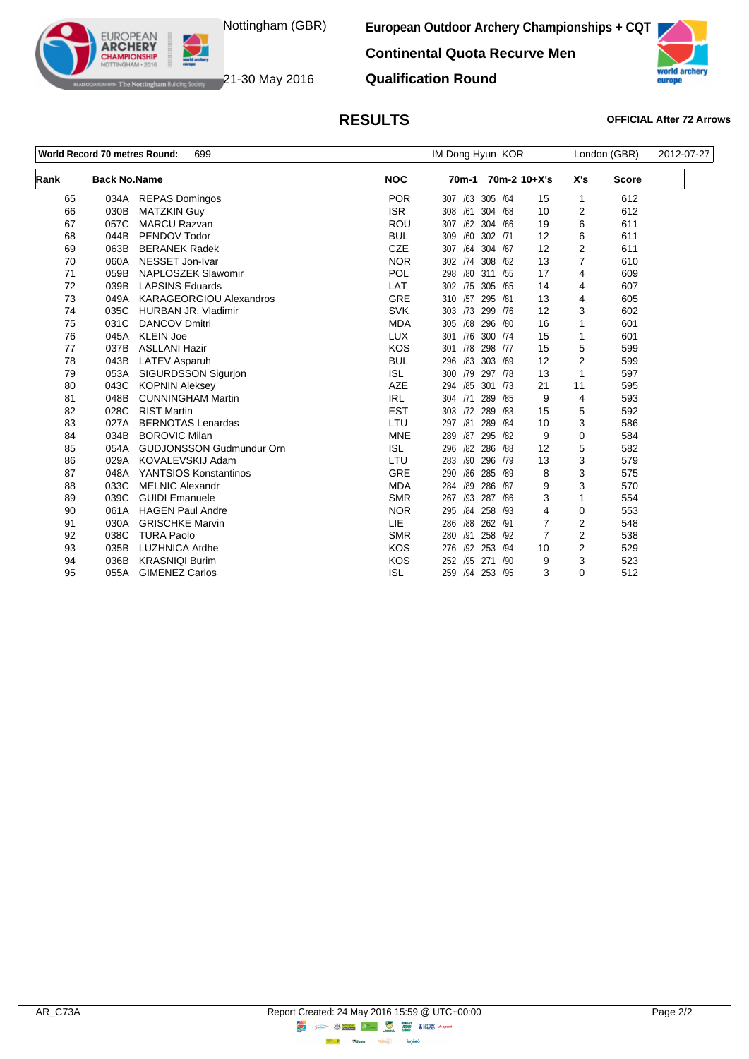Nottingham (GBR)

21-30 May 2016

**European Outdoor Archery Championships + CQT**

**Continental Quota Recurve Men**

**Qualification Round**

## RESULTS

**OFFICIAL After 72 Arrows**

| **World Record 70 metres Round:** 699 | IM Dong Hyun KOR | London (GBR) | 2012-07-27 |
|---|---|---|---|

| Rank | Back No. | Name | NOC | 70m-1 | 70m-2 | 10+X's | X's | Score |
|---|---|---|---|---|---|---|---|---|
| 65 | 034A | REPAS Domingos | POR | 307 /63 | 305 /64 | 15 | 1 | 612 |
| 66 | 030B | MATZKIN Guy | ISR | 308 /61 | 304 /68 | 10 | 2 | 612 |
| 67 | 057C | MARCU Razvan | ROU | 307 /62 | 304 /66 | 19 | 6 | 611 |
| 68 | 044B | PENDOV Todor | BUL | 309 /60 | 302 /71 | 12 | 6 | 611 |
| 69 | 063B | BERANEK Radek | CZE | 307 /64 | 304 /67 | 12 | 2 | 611 |
| 70 | 060A | NESSET Jon-Ivar | NOR | 302 /74 | 308 /62 | 13 | 7 | 610 |
| 71 | 059B | NAPLOSZEK Slawomir | POL | 298 /80 | 311 /55 | 17 | 4 | 609 |
| 72 | 039B | LAPSINS Eduards | LAT | 302 /75 | 305 /65 | 14 | 4 | 607 |
| 73 | 049A | KARAGEORGIOU Alexandros | GRE | 310 /57 | 295 /81 | 13 | 4 | 605 |
| 74 | 035C | HURBAN JR. Vladimir | SVK | 303 /73 | 299 /76 | 12 | 3 | 602 |
| 75 | 031C | DANCOV Dmitri | MDA | 305 /68 | 296 /80 | 16 | 1 | 601 |
| 76 | 045A | KLEIN Joe | LUX | 301 /76 | 300 /74 | 15 | 1 | 601 |
| 77 | 037B | ASLLANI Hazir | KOS | 301 /78 | 298 /77 | 15 | 5 | 599 |
| 78 | 043B | LATEV Asparuh | BUL | 296 /83 | 303 /69 | 12 | 2 | 599 |
| 79 | 053A | SIGURDSSON Sigurjon | ISL | 300 /79 | 297 /78 | 13 | 1 | 597 |
| 80 | 043C | KOPNIN Aleksey | AZE | 294 /85 | 301 /73 | 21 | 11 | 595 |
| 81 | 048B | CUNNINGHAM Martin | IRL | 304 /71 | 289 /85 | 9 | 4 | 593 |
| 82 | 028C | RIST Martin | EST | 303 /72 | 289 /83 | 15 | 5 | 592 |
| 83 | 027A | BERNOTAS Lenardas | LTU | 297 /81 | 289 /84 | 10 | 3 | 586 |
| 84 | 034B | BOROVIC Milan | MNE | 289 /87 | 295 /82 | 9 | 0 | 584 |
| 85 | 054A | GUDJONSSON Gudmundur Orn | ISL | 296 /82 | 286 /88 | 12 | 5 | 582 |
| 86 | 029A | KOVALEVSKIJ Adam | LTU | 283 /90 | 296 /79 | 13 | 3 | 579 |
| 87 | 048A | YANTSIOS Konstantinos | GRE | 290 /86 | 285 /89 | 8 | 3 | 575 |
| 88 | 033C | MELNIC Alexandr | MDA | 284 /89 | 286 /87 | 9 | 3 | 570 |
| 89 | 039C | GUIDI Emanuele | SMR | 267 /93 | 287 /86 | 3 | 1 | 554 |
| 90 | 061A | HAGEN Paul Andre | NOR | 295 /84 | 258 /93 | 4 | 0 | 553 |
| 91 | 030A | GRISCHKE Marvin | LIE | 286 /88 | 262 /91 | 7 | 2 | 548 |
| 92 | 038C | TURA Paolo | SMR | 280 /91 | 258 /92 | 7 | 2 | 538 |
| 93 | 035B | LUZHNICA Atdhe | KOS | 276 /92 | 253 /94 | 10 | 2 | 529 |
| 94 | 036B | KRASNIQI Burim | KOS | 252 /95 | 271 /90 | 9 | 3 | 523 |
| 95 | 055A | GIMENEZ Carlos | ISL | 259 /94 | 253 /95 | 3 | 0 | 512 |

AR_C73A

Report Created: 24 May 2016 15:59 @ UTC+00:00